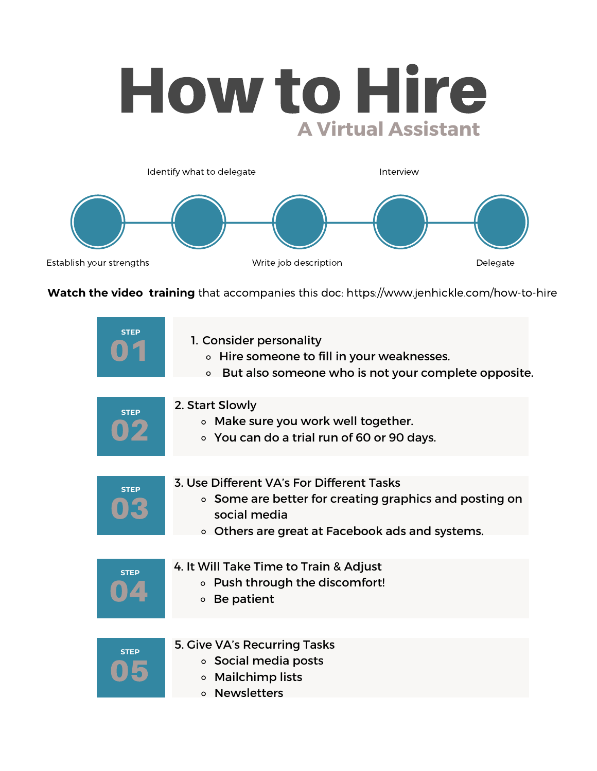# How to Hire

## A Virtual Assistant

1. Establish your strengths
2. Identify what to delegate
3. Write job description
4. Interview
5. Delegate

**Watch the video training** that accompanies this doc: https://www.jenhickle.com/how-to-hire

**STEP 01**

1. Consider personality
   - Hire someone to fill in your weaknesses.
   - But also someone who is not your complete opposite.

**STEP 02**

2. Start Slowly
   - Make sure you work well together.
   - You can do a trial run of 60 or 90 days.

**STEP 03**

3. Use Different VA's For Different Tasks
   - Some are better for creating graphics and posting on social media
   - Others are great at Facebook ads and systems.

**STEP 04**

4. It Will Take Time to Train & Adjust
   - Push through the discomfort!
   - Be patient

**STEP 05**

5. Give VA's Recurring Tasks
   - Social media posts
   - Mailchimp lists
   - Newsletters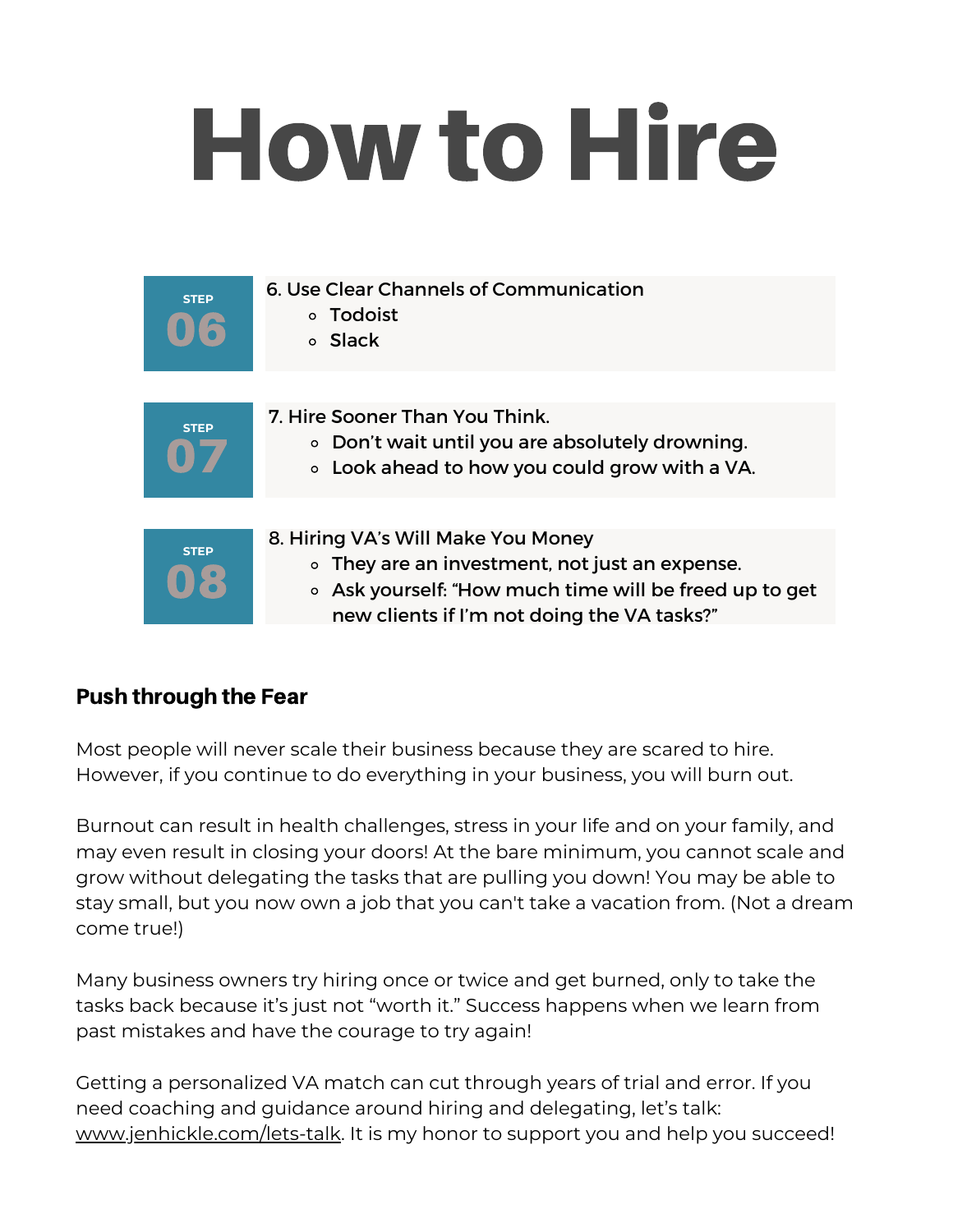# How to Hire

STEP 06

6. Use Clear Channels of Communication
    - Todoist
    - Slack

STEP 07

7. Hire Sooner Than You Think.
    - Don't wait until you are absolutely drowning.
    - Look ahead to how you could grow with a VA.

STEP 08

8. Hiring VA's Will Make You Money
    - They are an investment, not just an expense.
    - Ask yourself: "How much time will be freed up to get new clients if I'm not doing the VA tasks?"

## Push through the Fear

Most people will never scale their business because they are scared to hire. However, if you continue to do everything in your business, you will burn out.

Burnout can result in health challenges, stress in your life and on your family, and may even result in closing your doors! At the bare minimum, you cannot scale and grow without delegating the tasks that are pulling you down! You may be able to stay small, but you now own a job that you can't take a vacation from. (Not a dream come true!)

Many business owners try hiring once or twice and get burned, only to take the tasks back because it's just not "worth it." Success happens when we learn from past mistakes and have the courage to try again!

Getting a personalized VA match can cut through years of trial and error. If you need coaching and guidance around hiring and delegating, let's talk: www.jenhickle.com/lets-talk. It is my honor to support you and help you succeed!